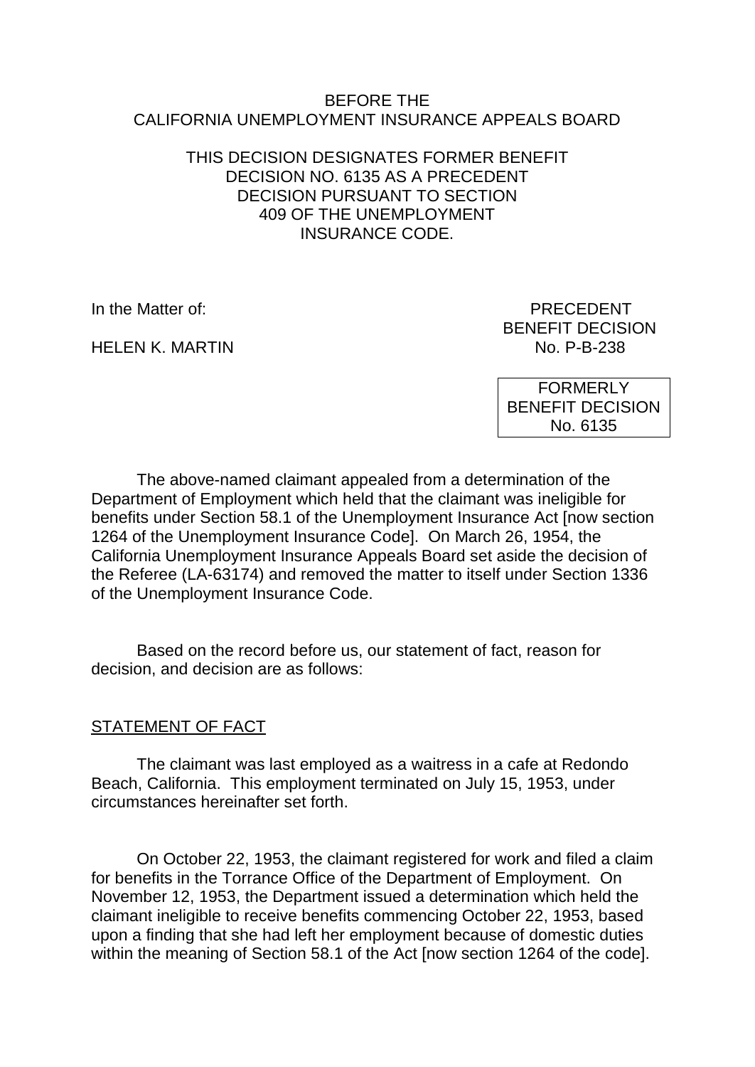BEFORE THE
CALIFORNIA UNEMPLOYMENT INSURANCE APPEALS BOARD

THIS DECISION DESIGNATES FORMER BENEFIT DECISION NO. 6135 AS A PRECEDENT DECISION PURSUANT TO SECTION 409 OF THE UNEMPLOYMENT INSURANCE CODE.

In the Matter of:

HELEN K. MARTIN

PRECEDENT
BENEFIT DECISION
No. P-B-238

FORMERLY
BENEFIT DECISION
No. 6135

The above-named claimant appealed from a determination of the Department of Employment which held that the claimant was ineligible for benefits under Section 58.1 of the Unemployment Insurance Act [now section 1264 of the Unemployment Insurance Code]. On March 26, 1954, the California Unemployment Insurance Appeals Board set aside the decision of the Referee (LA-63174) and removed the matter to itself under Section 1336 of the Unemployment Insurance Code.

Based on the record before us, our statement of fact, reason for decision, and decision are as follows:

STATEMENT OF FACT

The claimant was last employed as a waitress in a cafe at Redondo Beach, California. This employment terminated on July 15, 1953, under circumstances hereinafter set forth.

On October 22, 1953, the claimant registered for work and filed a claim for benefits in the Torrance Office of the Department of Employment. On November 12, 1953, the Department issued a determination which held the claimant ineligible to receive benefits commencing October 22, 1953, based upon a finding that she had left her employment because of domestic duties within the meaning of Section 58.1 of the Act [now section 1264 of the code].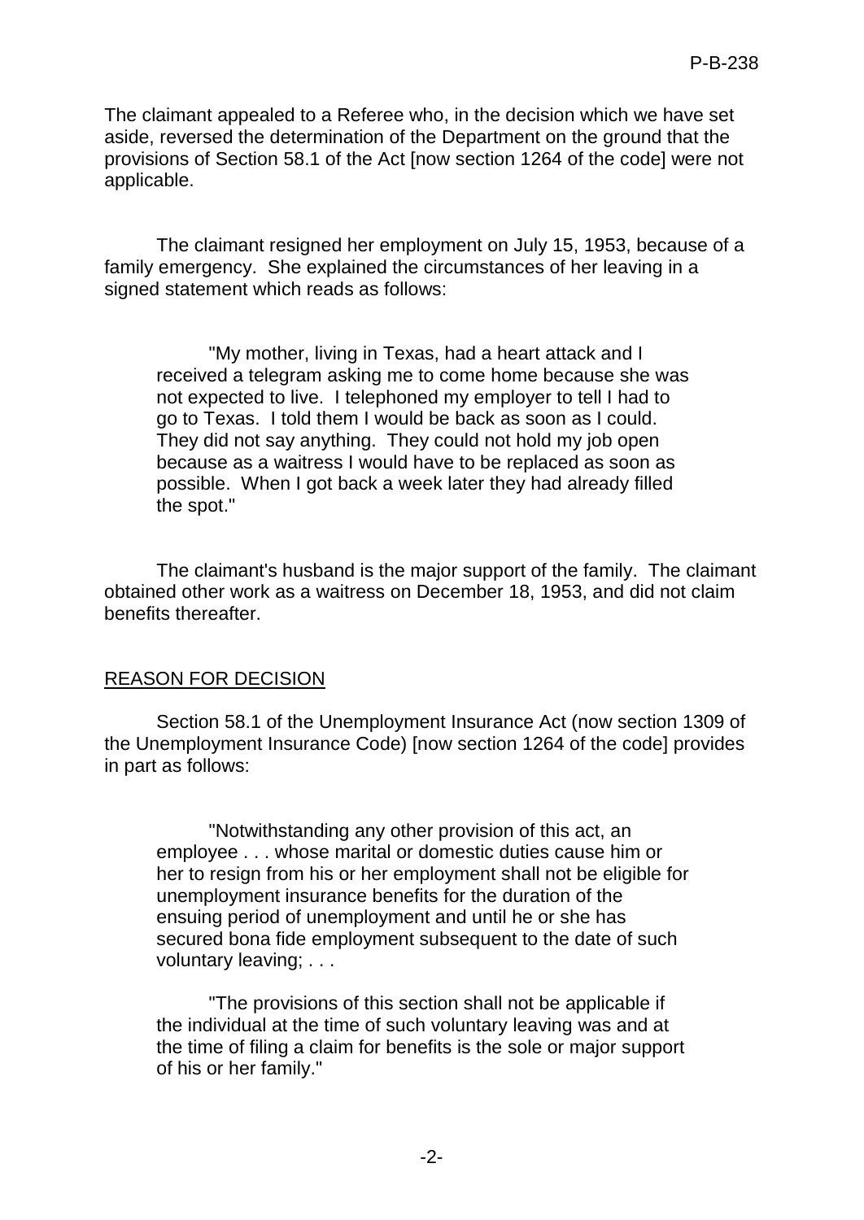The claimant appealed to a Referee who, in the decision which we have set aside, reversed the determination of the Department on the ground that the provisions of Section 58.1 of the Act [now section 1264 of the code] were not applicable.

The claimant resigned her employment on July 15, 1953, because of a family emergency. She explained the circumstances of her leaving in a signed statement which reads as follows:

> "My mother, living in Texas, had a heart attack and I received a telegram asking me to come home because she was not expected to live. I telephoned my employer to tell I had to go to Texas. I told them I would be back as soon as I could. They did not say anything. They could not hold my job open because as a waitress I would have to be replaced as soon as possible. When I got back a week later they had already filled the spot."

The claimant's husband is the major support of the family. The claimant obtained other work as a waitress on December 18, 1953, and did not claim benefits thereafter.

## REASON FOR DECISION

Section 58.1 of the Unemployment Insurance Act (now section 1309 of the Unemployment Insurance Code) [now section 1264 of the code] provides in part as follows:

> "Notwithstanding any other provision of this act, an employee . . . whose marital or domestic duties cause him or her to resign from his or her employment shall not be eligible for unemployment insurance benefits for the duration of the ensuing period of unemployment and until he or she has secured bona fide employment subsequent to the date of such voluntary leaving; . . .
>
> "The provisions of this section shall not be applicable if the individual at the time of such voluntary leaving was and at the time of filing a claim for benefits is the sole or major support of his or her family."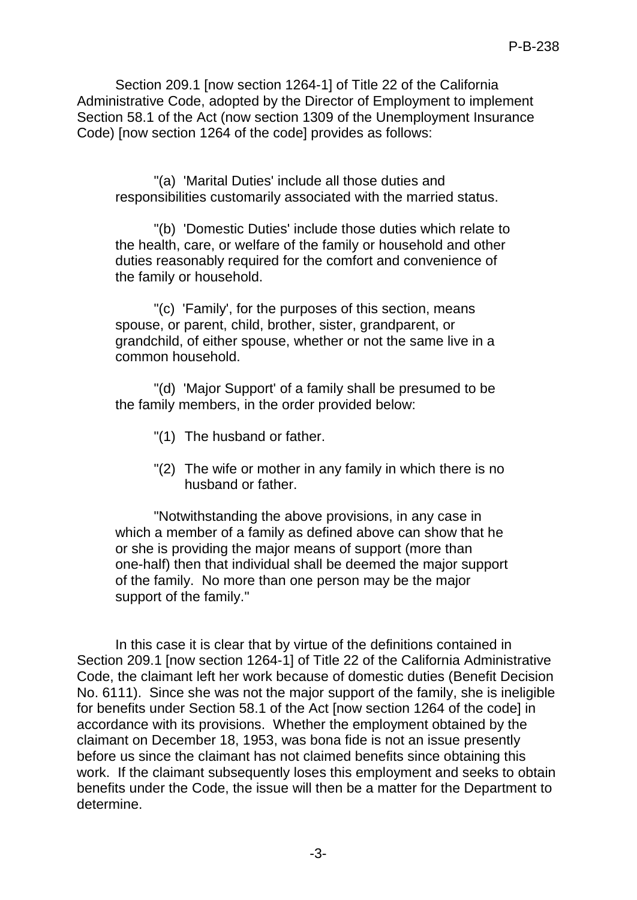Section 209.1 [now section 1264-1] of Title 22 of the California Administrative Code, adopted by the Director of Employment to implement Section 58.1 of the Act (now section 1309 of the Unemployment Insurance Code) [now section 1264 of the code] provides as follows:

> "(a) 'Marital Duties' include all those duties and responsibilities customarily associated with the married status.
>
> "(b) 'Domestic Duties' include those duties which relate to the health, care, or welfare of the family or household and other duties reasonably required for the comfort and convenience of the family or household.
>
> "(c) 'Family', for the purposes of this section, means spouse, or parent, child, brother, sister, grandparent, or grandchild, of either spouse, whether or not the same live in a common household.
>
> "(d) 'Major Support' of a family shall be presumed to be the family members, in the order provided below:
>
> "(1) The husband or father.
>
> "(2) The wife or mother in any family in which there is no husband or father.
>
> "Notwithstanding the above provisions, in any case in which a member of a family as defined above can show that he or she is providing the major means of support (more than one-half) then that individual shall be deemed the major support of the family. No more than one person may be the major support of the family."

In this case it is clear that by virtue of the definitions contained in Section 209.1 [now section 1264-1] of Title 22 of the California Administrative Code, the claimant left her work because of domestic duties (Benefit Decision No. 6111). Since she was not the major support of the family, she is ineligible for benefits under Section 58.1 of the Act [now section 1264 of the code] in accordance with its provisions. Whether the employment obtained by the claimant on December 18, 1953, was bona fide is not an issue presently before us since the claimant has not claimed benefits since obtaining this work. If the claimant subsequently loses this employment and seeks to obtain benefits under the Code, the issue will then be a matter for the Department to determine.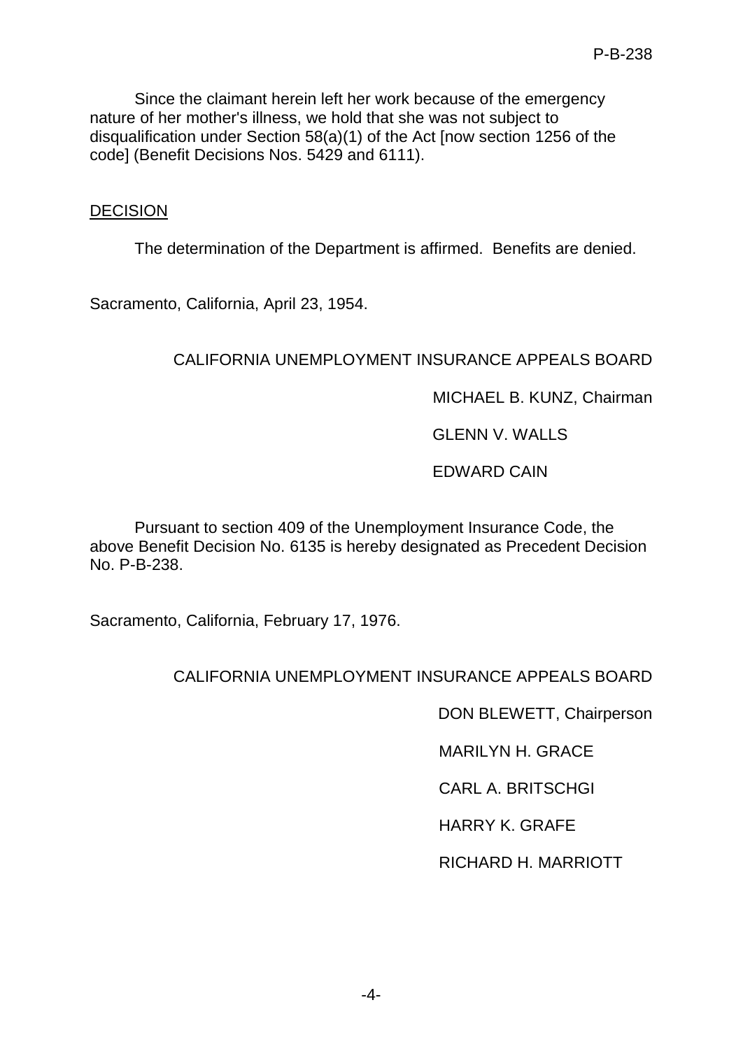Since the claimant herein left her work because of the emergency nature of her mother's illness, we hold that she was not subject to disqualification under Section 58(a)(1) of the Act [now section 1256 of the code] (Benefit Decisions Nos. 5429 and 6111).

## DECISION

The determination of the Department is affirmed. Benefits are denied.

Sacramento, California, April 23, 1954.

CALIFORNIA UNEMPLOYMENT INSURANCE APPEALS BOARD

MICHAEL B. KUNZ, Chairman

GLENN V. WALLS

EDWARD CAIN

Pursuant to section 409 of the Unemployment Insurance Code, the above Benefit Decision No. 6135 is hereby designated as Precedent Decision No. P-B-238.

Sacramento, California, February 17, 1976.

CALIFORNIA UNEMPLOYMENT INSURANCE APPEALS BOARD

DON BLEWETT, Chairperson

MARILYN H. GRACE

CARL A. BRITSCHGI

HARRY K. GRAFE

RICHARD H. MARRIOTT